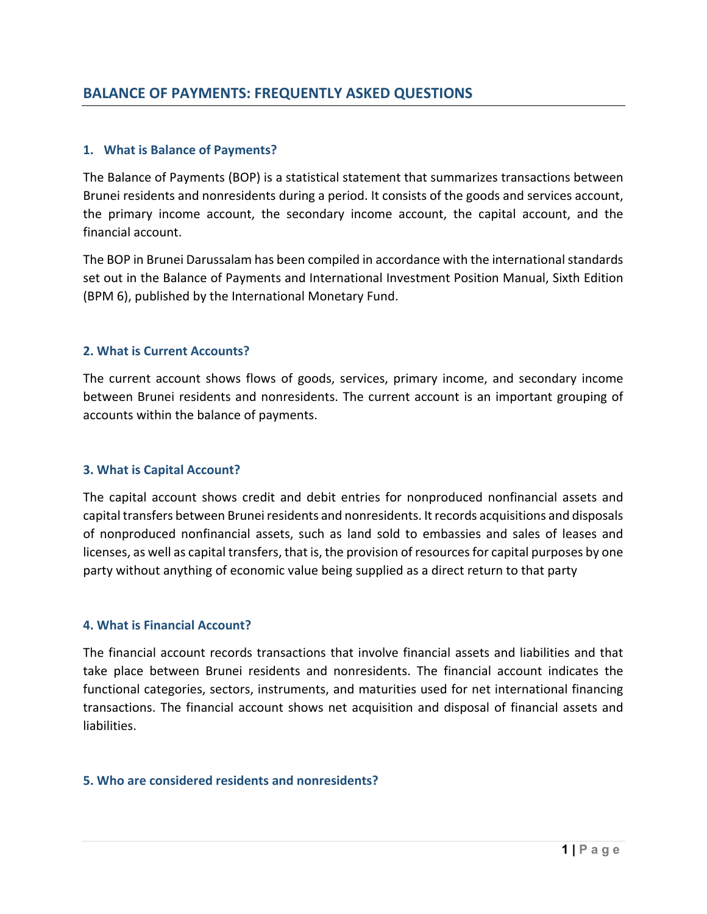## BALANCE OF PAYMENTS: FREQUENTLY ASKED QUESTIONS

### 1. What is Balance of Payments?

The Balance of Payments (BOP) is a statistical statement that summarizes transactions between Brunei residents and nonresidents during a period. It consists of the goods and services account, the primary income account, the secondary income account, the capital account, and the financial account.

The BOP in Brunei Darussalam has been compiled in accordance with the international standards set out in the Balance of Payments and International Investment Position Manual, Sixth Edition (BPM 6), published by the International Monetary Fund.

### 2. What is Current Accounts?

The current account shows flows of goods, services, primary income, and secondary income between Brunei residents and nonresidents. The current account is an important grouping of accounts within the balance of payments.

### 3. What is Capital Account?

The capital account shows credit and debit entries for nonproduced nonfinancial assets and capital transfers between Brunei residents and nonresidents. It records acquisitions and disposals of nonproduced nonfinancial assets, such as land sold to embassies and sales of leases and licenses, as well as capital transfers, that is, the provision of resources for capital purposes by one party without anything of economic value being supplied as a direct return to that party

### 4. What is Financial Account?

The financial account records transactions that involve financial assets and liabilities and that take place between Brunei residents and nonresidents. The financial account indicates the functional categories, sectors, instruments, and maturities used for net international financing transactions. The financial account shows net acquisition and disposal of financial assets and liabilities.

### 5. Who are considered residents and nonresidents?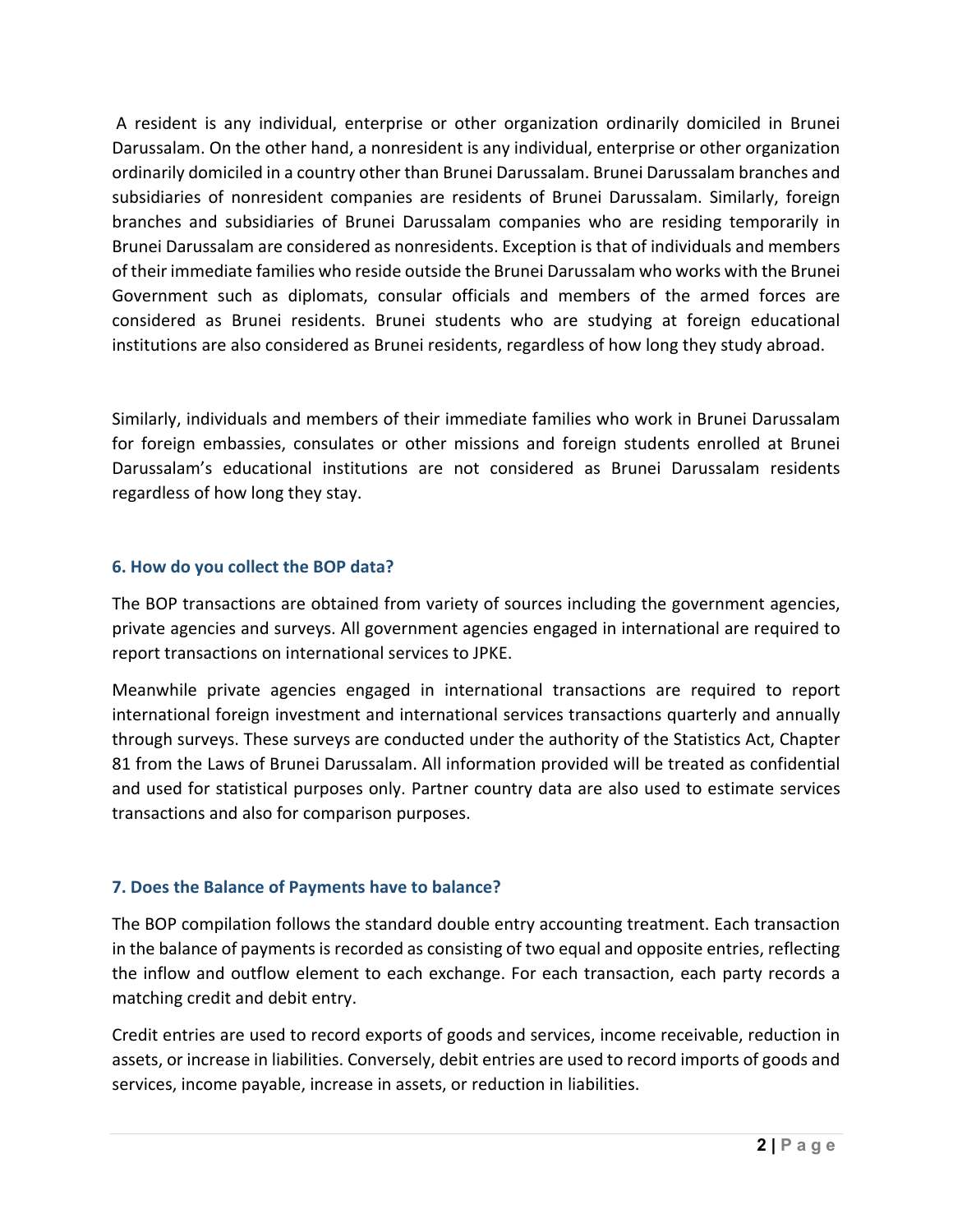A resident is any individual, enterprise or other organization ordinarily domiciled in Brunei Darussalam. On the other hand, a nonresident is any individual, enterprise or other organization ordinarily domiciled in a country other than Brunei Darussalam. Brunei Darussalam branches and subsidiaries of nonresident companies are residents of Brunei Darussalam. Similarly, foreign branches and subsidiaries of Brunei Darussalam companies who are residing temporarily in Brunei Darussalam are considered as nonresidents. Exception is that of individuals and members of their immediate families who reside outside the Brunei Darussalam who works with the Brunei Government such as diplomats, consular officials and members of the armed forces are considered as Brunei residents. Brunei students who are studying at foreign educational institutions are also considered as Brunei residents, regardless of how long they study abroad.

Similarly, individuals and members of their immediate families who work in Brunei Darussalam for foreign embassies, consulates or other missions and foreign students enrolled at Brunei Darussalam's educational institutions are not considered as Brunei Darussalam residents regardless of how long they stay.

### 6. How do you collect the BOP data?

The BOP transactions are obtained from variety of sources including the government agencies, private agencies and surveys. All government agencies engaged in international are required to report transactions on international services to JPKE.

Meanwhile private agencies engaged in international transactions are required to report international foreign investment and international services transactions quarterly and annually through surveys. These surveys are conducted under the authority of the Statistics Act, Chapter 81 from the Laws of Brunei Darussalam. All information provided will be treated as confidential and used for statistical purposes only. Partner country data are also used to estimate services transactions and also for comparison purposes.

### 7. Does the Balance of Payments have to balance?

The BOP compilation follows the standard double entry accounting treatment. Each transaction in the balance of payments is recorded as consisting of two equal and opposite entries, reflecting the inflow and outflow element to each exchange. For each transaction, each party records a matching credit and debit entry.

Credit entries are used to record exports of goods and services, income receivable, reduction in assets, or increase in liabilities. Conversely, debit entries are used to record imports of goods and services, income payable, increase in assets, or reduction in liabilities.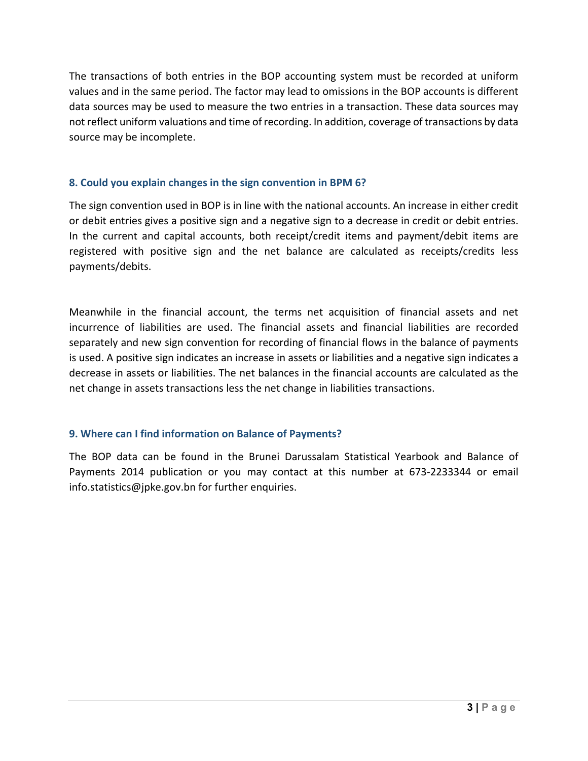The transactions of both entries in the BOP accounting system must be recorded at uniform values and in the same period. The factor may lead to omissions in the BOP accounts is different data sources may be used to measure the two entries in a transaction. These data sources may not reflect uniform valuations and time of recording. In addition, coverage of transactions by data source may be incomplete.

### 8. Could you explain changes in the sign convention in BPM 6?

The sign convention used in BOP is in line with the national accounts. An increase in either credit or debit entries gives a positive sign and a negative sign to a decrease in credit or debit entries. In the current and capital accounts, both receipt/credit items and payment/debit items are registered with positive sign and the net balance are calculated as receipts/credits less payments/debits.

Meanwhile in the financial account, the terms net acquisition of financial assets and net incurrence of liabilities are used. The financial assets and financial liabilities are recorded separately and new sign convention for recording of financial flows in the balance of payments is used. A positive sign indicates an increase in assets or liabilities and a negative sign indicates a decrease in assets or liabilities. The net balances in the financial accounts are calculated as the net change in assets transactions less the net change in liabilities transactions.

### 9. Where can I find information on Balance of Payments?

The BOP data can be found in the Brunei Darussalam Statistical Yearbook and Balance of Payments 2014 publication or you may contact at this number at 673-2233344 or email info.statistics@jpke.gov.bn for further enquiries.